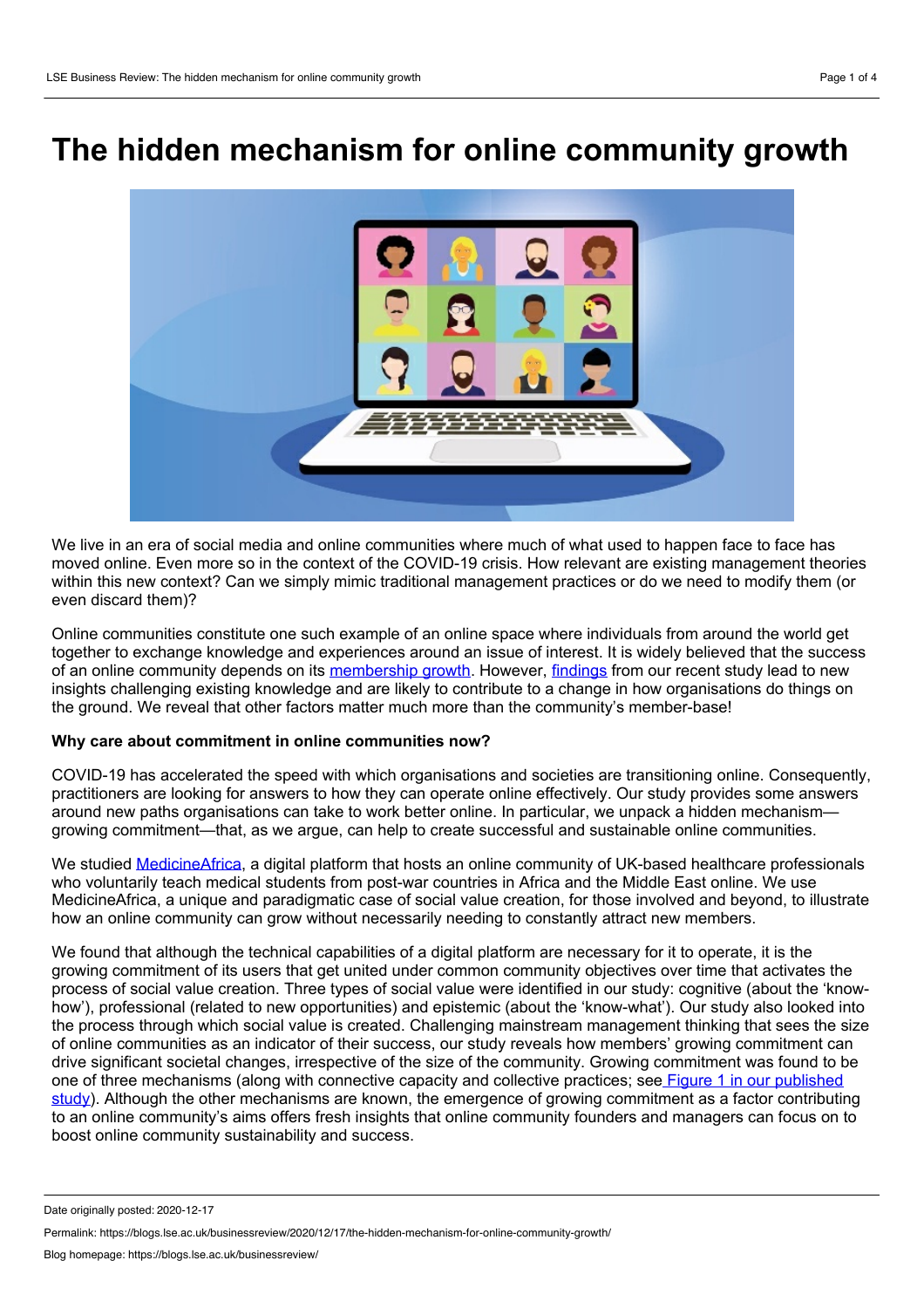# The hidden mechanism for online community growth

We live in an era of social media and online communities where much of what used to happen face to face has moved online. Even more so in the context of the COVID-19 crisis. How relevant are existing management theories within this new context? Can we simply mimic traditional management practices or do we need to modify them (or even discard them)?

Online communities constitute one such example of an online space where individuals from around the world get together to exchange knowledge and experiences around an issue of interest. It is widely believed that the success of an online community depends on its membership growth. However, findings from our recent study lead to new insights challenging existing knowledge and are likely to contribute to a change in how organisations do things on the ground. We reveal that other factors matter much more than the community's member-base!

**Why care about commitment in online communities now?**

COVID-19 has accelerated the speed with which organisations and societies are transitioning online. Consequently, practitioners are looking for answers to how they can operate online effectively. Our study provides some answers around new paths organisations can take to work better online. In particular, we unpack a hidden mechanism—growing commitment—that, as we argue, can help to create successful and sustainable online communities.

We studied MedicineAfrica, a digital platform that hosts an online community of UK-based healthcare professionals who voluntarily teach medical students from post-war countries in Africa and the Middle East online. We use MedicineAfrica, a unique and paradigmatic case of social value creation, for those involved and beyond, to illustrate how an online community can grow without necessarily needing to constantly attract new members.

We found that although the technical capabilities of a digital platform are necessary for it to operate, it is the growing commitment of its users that get united under common community objectives over time that activates the process of social value creation. Three types of social value were identified in our study: cognitive (about the 'know-how'), professional (related to new opportunities) and epistemic (about the 'know-what'). Our study also looked into the process through which social value is created. Challenging mainstream management thinking that sees the size of online communities as an indicator of their success, our study reveals how members' growing commitment can drive significant societal changes, irrespective of the size of the community. Growing commitment was found to be one of three mechanisms (along with connective capacity and collective practices; see Figure 1 in our published study). Although the other mechanisms are known, the emergence of growing commitment as a factor contributing to an online community's aims offers fresh insights that online community founders and managers can focus on to boost online community sustainability and success.

Date originally posted: 2020-12-17

Permalink: https://blogs.lse.ac.uk/businessreview/2020/12/17/the-hidden-mechanism-for-online-community-growth/

Blog homepage: https://blogs.lse.ac.uk/businessreview/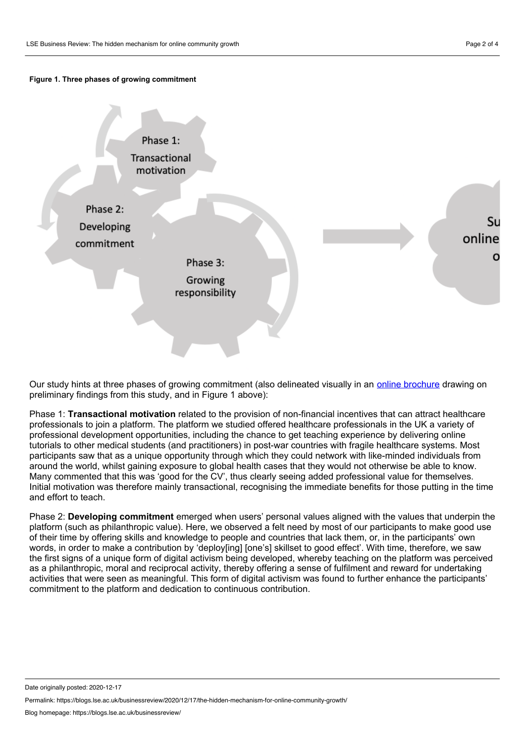**Figure 1. Three phases of growing commitment**

Phase 1: Transactional motivation

Phase 2: Developing commitment

Phase 3: Growing responsibility

Su online o

Our study hints at three phases of growing commitment (also delineated visually in an online brochure drawing on preliminary findings from this study, and in Figure 1 above):

Phase 1: **Transactional motivation** related to the provision of non-financial incentives that can attract healthcare professionals to join a platform. The platform we studied offered healthcare professionals in the UK a variety of professional development opportunities, including the chance to get teaching experience by delivering online tutorials to other medical students (and practitioners) in post-war countries with fragile healthcare systems. Most participants saw that as a unique opportunity through which they could network with like-minded individuals from around the world, whilst gaining exposure to global health cases that they would not otherwise be able to know. Many commented that this was 'good for the CV', thus clearly seeing added professional value for themselves. Initial motivation was therefore mainly transactional, recognising the immediate benefits for those putting in the time and effort to teach.

Phase 2: **Developing commitment** emerged when users' personal values aligned with the values that underpin the platform (such as philanthropic value). Here, we observed a felt need by most of our participants to make good use of their time by offering skills and knowledge to people and countries that lack them, or, in the participants' own words, in order to make a contribution by 'deploy[ing] [one's] skillset to good effect'. With time, therefore, we saw the first signs of a unique form of digital activism being developed, whereby teaching on the platform was perceived as a philanthropic, moral and reciprocal activity, thereby offering a sense of fulfilment and reward for undertaking activities that were seen as meaningful. This form of digital activism was found to further enhance the participants' commitment to the platform and dedication to continuous contribution.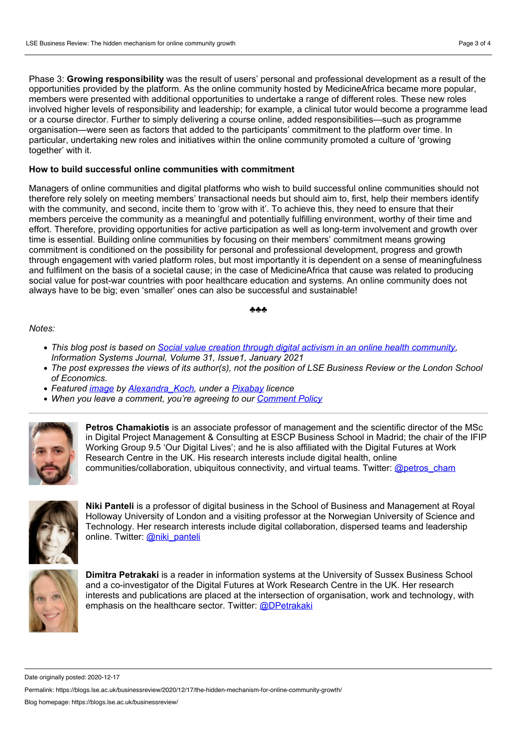Phase 3: **Growing responsibility** was the result of users' personal and professional development as a result of the opportunities provided by the platform. As the online community hosted by MedicineAfrica became more popular, members were presented with additional opportunities to undertake a range of different roles. These new roles involved higher levels of responsibility and leadership; for example, a clinical tutor would become a programme lead or a course director. Further to simply delivering a course online, added responsibilities—such as programme organisation—were seen as factors that added to the participants' commitment to the platform over time. In particular, undertaking new roles and initiatives within the online community promoted a culture of 'growing together' with it.

**How to build successful online communities with commitment**

Managers of online communities and digital platforms who wish to build successful online communities should not therefore rely solely on meeting members' transactional needs but should aim to, first, help their members identify with the community, and second, incite them to 'grow with it'. To achieve this, they need to ensure that their members perceive the community as a meaningful and potentially fulfilling environment, worthy of their time and effort. Therefore, providing opportunities for active participation as well as long-term involvement and growth over time is essential. Building online communities by focusing on their members' commitment means growing commitment is conditioned on the possibility for personal and professional development, progress and growth through engagement with varied platform roles, but most importantly it is dependent on a sense of meaningfulness and fulfilment on the basis of a societal cause; in the case of MedicineAfrica that cause was related to producing social value for post-war countries with poor healthcare education and systems. An online community does not always have to be big; even 'smaller' ones can also be successful and sustainable!

♣♣♣

*Notes:*

- *This blog post is based on [Social value creation through digital activism in an online health community](), Information Systems Journal, Volume 31, Issue1, January 2021*
- *The post expresses the views of its author(s), not the position of LSE Business Review or the London School of Economics.*
- *Featured [image]() by [Alexandra_Koch](), under a [Pixabay]() licence*
- *When you leave a comment, you're agreeing to our [Comment Policy]()*

---

**Petros Chamakiotis** is an associate professor of management and the scientific director of the MSc in Digital Project Management & Consulting at ESCP Business School in Madrid; the chair of the IFIP Working Group 9.5 'Our Digital Lives'; and he is also affiliated with the Digital Futures at Work Research Centre in the UK. His research interests include digital health, online communities/collaboration, ubiquitous connectivity, and virtual teams. Twitter: [@petros_cham]()

**Niki Panteli** is a professor of digital business in the School of Business and Management at Royal Holloway University of London and a visiting professor at the Norwegian University of Science and Technology. Her research interests include digital collaboration, dispersed teams and leadership online. Twitter: [@niki_panteli]()

**Dimitra Petrakaki** is a reader in information systems at the University of Sussex Business School and a co-investigator of the Digital Futures at Work Research Centre in the UK. Her research interests and publications are placed at the intersection of organisation, work and technology, with emphasis on the healthcare sector. Twitter: [@DPetrakaki]()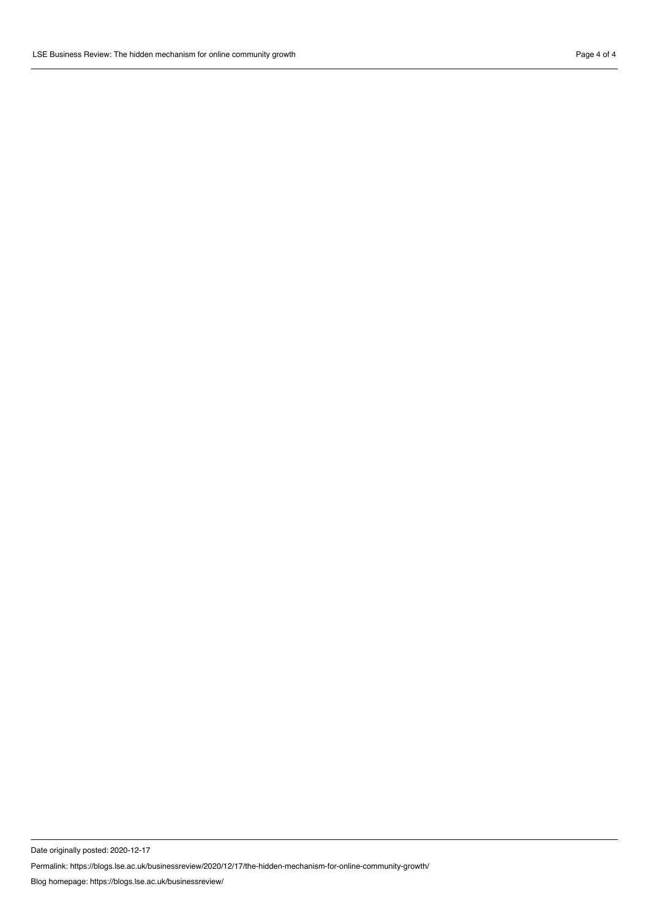Date originally posted: 2020-12-17

Permalink: https://blogs.lse.ac.uk/businessreview/2020/12/17/the-hidden-mechanism-for-online-community-growth/

Blog homepage: https://blogs.lse.ac.uk/businessreview/